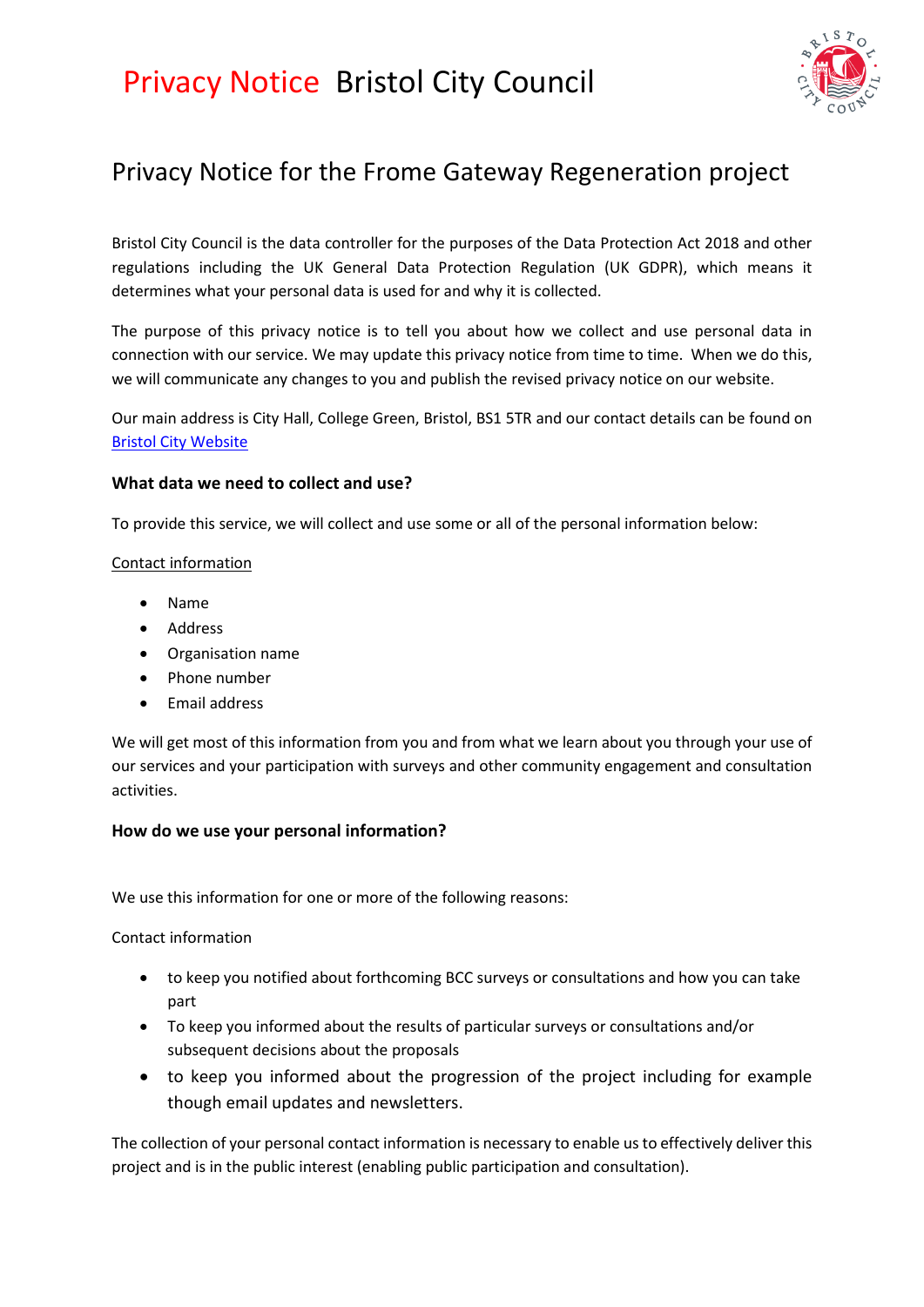# Privacy Notice Bristol City Council

## Privacy Notice for the Frome Gateway Regeneration project

Bristol City Council is the data controller for the purposes of the Data Protection Act 2018 and other regulations including the UK General Data Protection Regulation (UK GDPR), which means it determines what your personal data is used for and why it is collected.

The purpose of this privacy notice is to tell you about how we collect and use personal data in connection with our service. We may update this privacy notice from time to time. When we do this, we will communicate any changes to you and publish the revised privacy notice on our website.

Our main address is City Hall, College Green, Bristol, BS1 5TR and our contact details can be found on Bristol City Website

### What data we need to collect and use?

To provide this service, we will collect and use some or all of the personal information below:

Contact information

- Name
- Address
- Organisation name
- Phone number
- Email address

We will get most of this information from you and from what we learn about you through your use of our services and your participation with surveys and other community engagement and consultation activities.

### How do we use your personal information?

We use this information for one or more of the following reasons:

Contact information

- to keep you notified about forthcoming BCC surveys or consultations and how you can take part
- To keep you informed about the results of particular surveys or consultations and/or subsequent decisions about the proposals
- to keep you informed about the progression of the project including for example though email updates and newsletters.

The collection of your personal contact information is necessary to enable us to effectively deliver this project and is in the public interest (enabling public participation and consultation).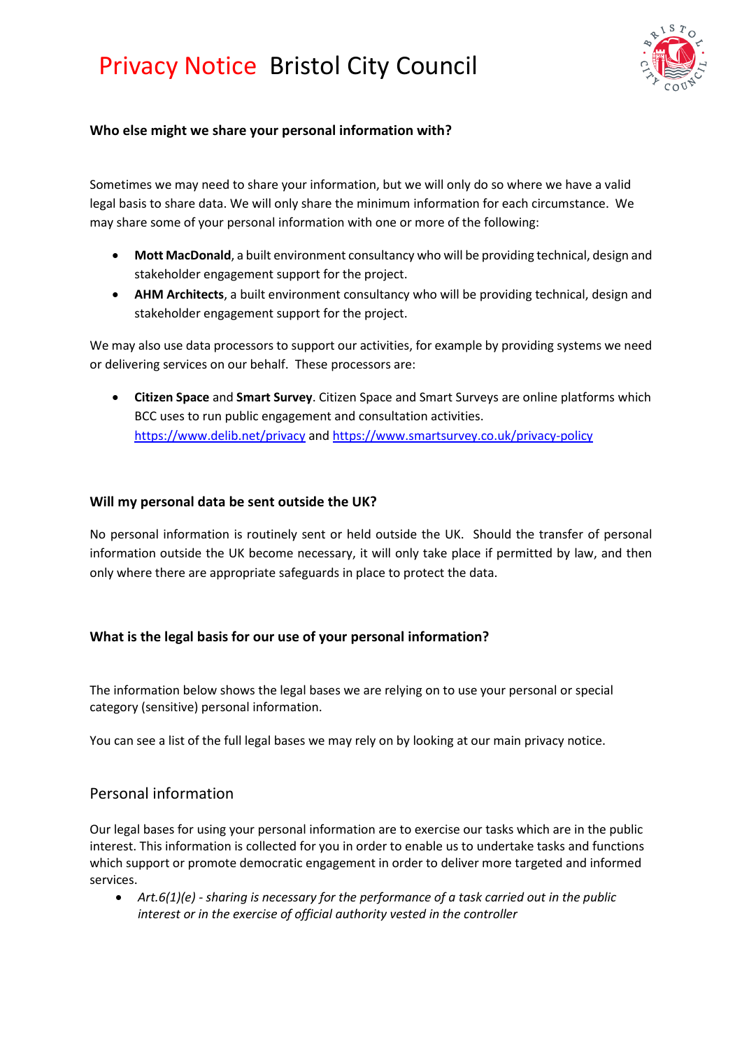## Who else might we share your personal information with?

Sometimes we may need to share your information, but we will only do so where we have a valid legal basis to share data. We will only share the minimum information for each circumstance. We may share some of your personal information with one or more of the following:

- **Mott MacDonald**, a built environment consultancy who will be providing technical, design and stakeholder engagement support for the project.
- **AHM Architects**, a built environment consultancy who will be providing technical, design and stakeholder engagement support for the project.

We may also use data processors to support our activities, for example by providing systems we need or delivering services on our behalf. These processors are:

- **Citizen Space** and **Smart Survey**. Citizen Space and Smart Surveys are online platforms which BCC uses to run public engagement and consultation activities. https://www.delib.net/privacy and https://www.smartsurvey.co.uk/privacy-policy

## Will my personal data be sent outside the UK?

No personal information is routinely sent or held outside the UK. Should the transfer of personal information outside the UK become necessary, it will only take place if permitted by law, and then only where there are appropriate safeguards in place to protect the data.

## What is the legal basis for our use of your personal information?

The information below shows the legal bases we are relying on to use your personal or special category (sensitive) personal information.

You can see a list of the full legal bases we may rely on by looking at our main privacy notice.

### Personal information

Our legal bases for using your personal information are to exercise our tasks which are in the public interest. This information is collected for you in order to enable us to undertake tasks and functions which support or promote democratic engagement in order to deliver more targeted and informed services.

- *Art.6(1)(e) - sharing is necessary for the performance of a task carried out in the public interest or in the exercise of official authority vested in the controller*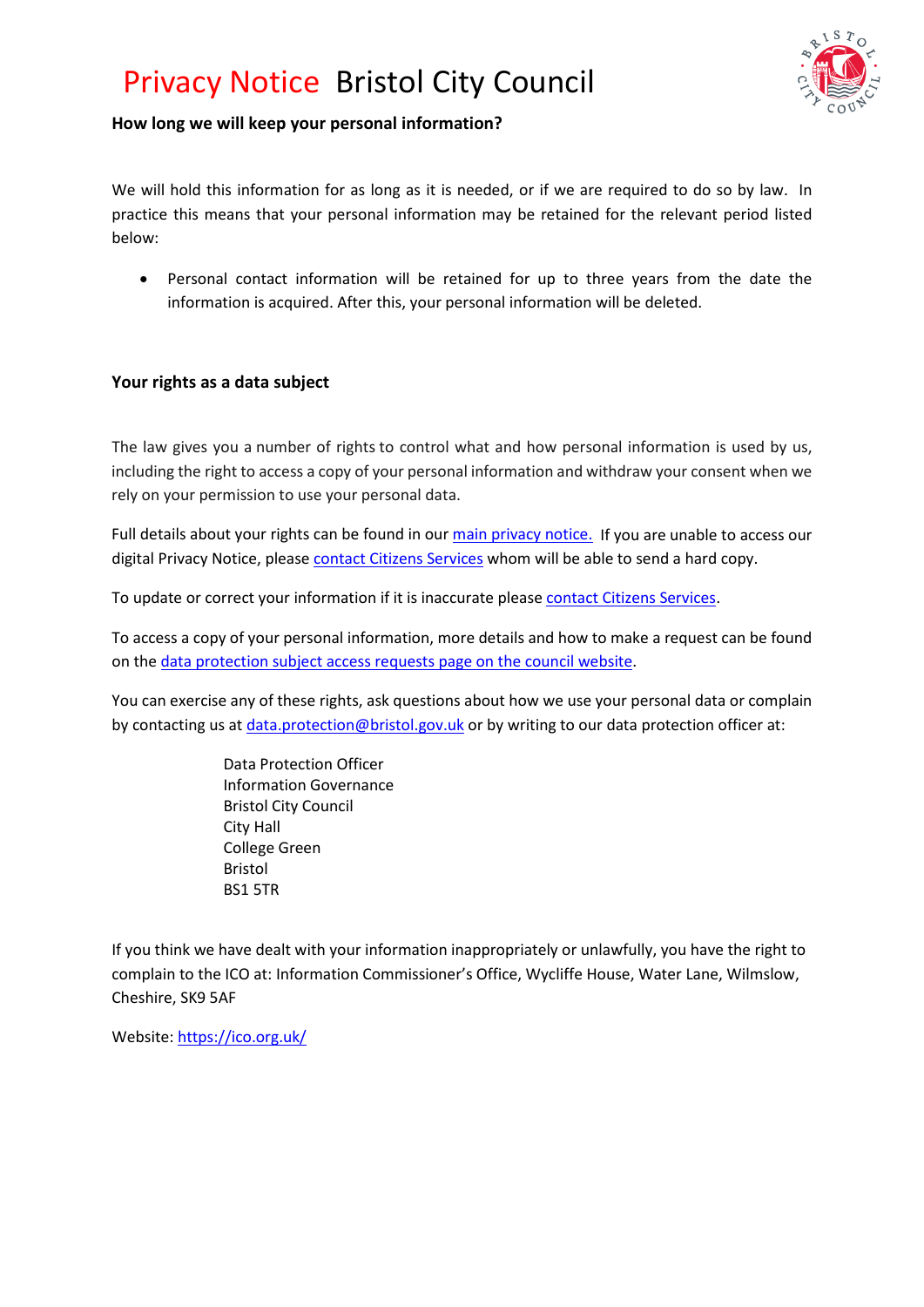## How long we will keep your personal information?

We will hold this information for as long as it is needed, or if we are required to do so by law. In practice this means that your personal information may be retained for the relevant period listed below:

- Personal contact information will be retained for up to three years from the date the information is acquired. After this, your personal information will be deleted.

## Your rights as a data subject

The law gives you a number of rights to control what and how personal information is used by us, including the right to access a copy of your personal information and withdraw your consent when we rely on your permission to use your personal data.

Full details about your rights can be found in our main privacy notice. If you are unable to access our digital Privacy Notice, please contact Citizens Services whom will be able to send a hard copy.

To update or correct your information if it is inaccurate please contact Citizens Services.

To access a copy of your personal information, more details and how to make a request can be found on the data protection subject access requests page on the council website.

You can exercise any of these rights, ask questions about how we use your personal data or complain by contacting us at data.protection@bristol.gov.uk or by writing to our data protection officer at:

Data Protection Officer
Information Governance
Bristol City Council
City Hall
College Green
Bristol
BS1 5TR

If you think we have dealt with your information inappropriately or unlawfully, you have the right to complain to the ICO at: Information Commissioner's Office, Wycliffe House, Water Lane, Wilmslow, Cheshire, SK9 5AF

Website: https://ico.org.uk/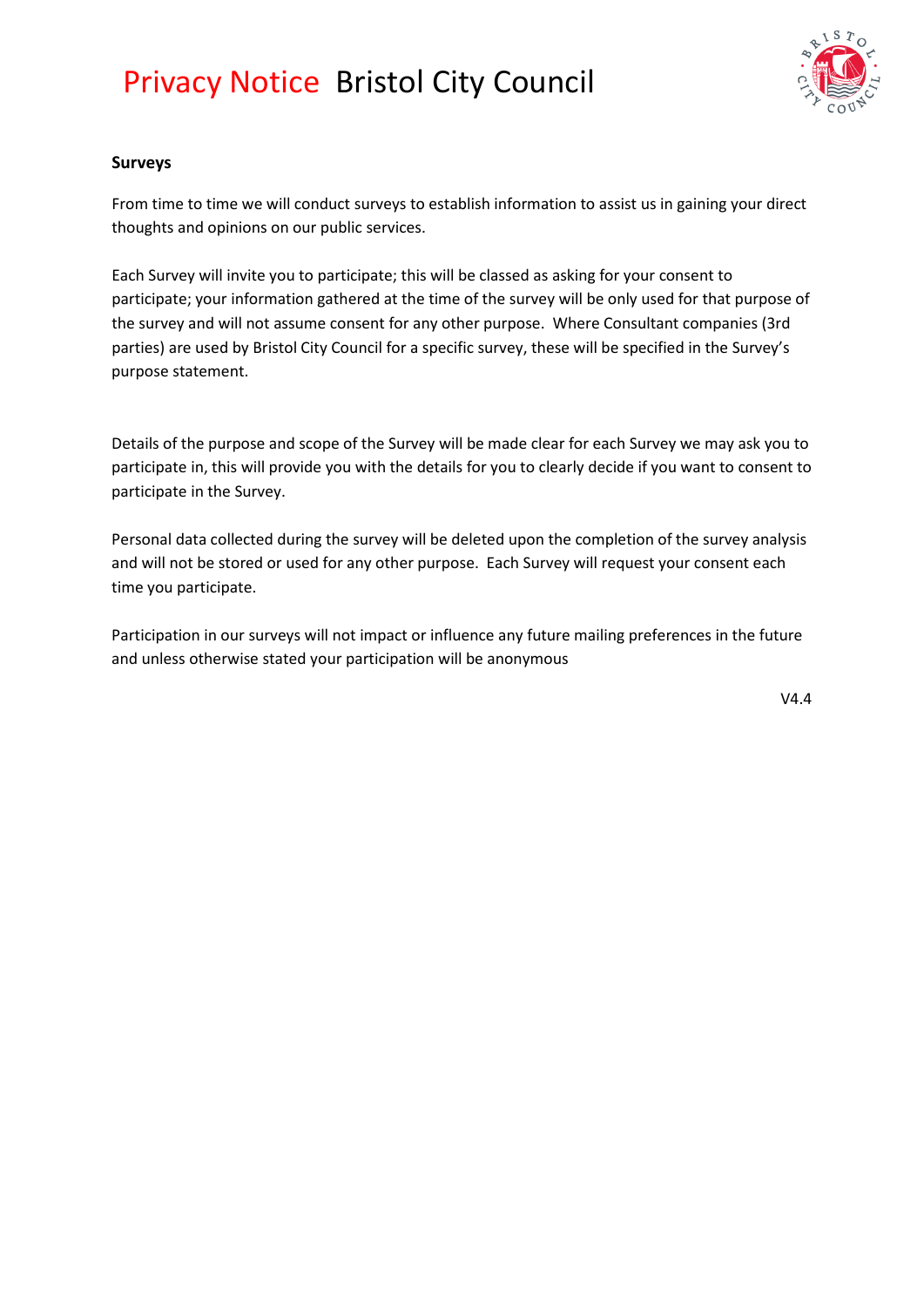### Surveys

From time to time we will conduct surveys to establish information to assist us in gaining your direct thoughts and opinions on our public services.

Each Survey will invite you to participate; this will be classed as asking for your consent to participate; your information gathered at the time of the survey will be only used for that purpose of the survey and will not assume consent for any other purpose. Where Consultant companies (3rd parties) are used by Bristol City Council for a specific survey, these will be specified in the Survey's purpose statement.

Details of the purpose and scope of the Survey will be made clear for each Survey we may ask you to participate in, this will provide you with the details for you to clearly decide if you want to consent to participate in the Survey.

Personal data collected during the survey will be deleted upon the completion of the survey analysis and will not be stored or used for any other purpose. Each Survey will request your consent each time you participate.

Participation in our surveys will not impact or influence any future mailing preferences in the future and unless otherwise stated your participation will be anonymous

V4.4